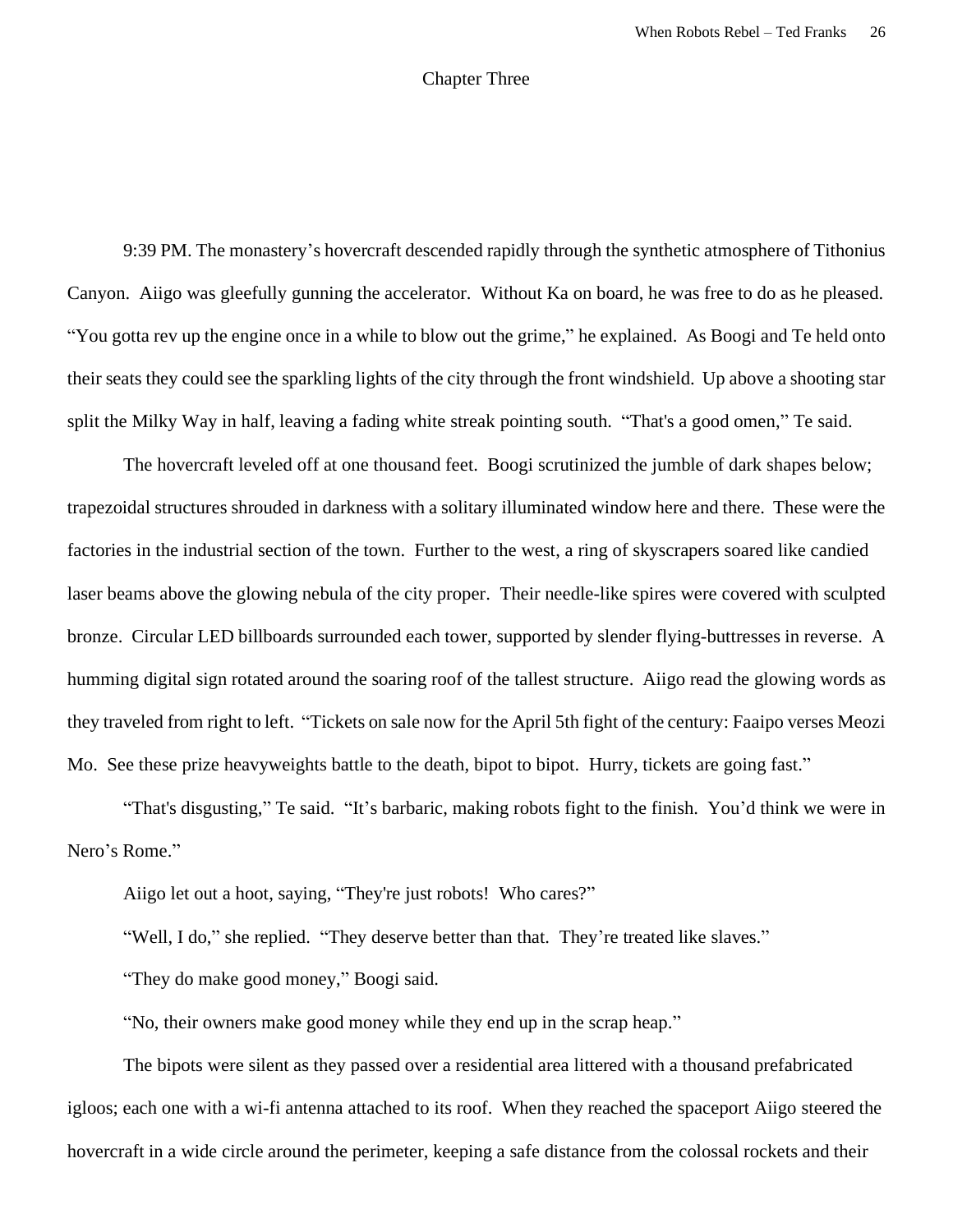## Chapter Three

9:39 PM. The monastery's hovercraft descended rapidly through the synthetic atmosphere of Tithonius Canyon. Aiigo was gleefully gunning the accelerator. Without Ka on board, he was free to do as he pleased. "You gotta rev up the engine once in a while to blow out the grime," he explained. As Boogi and Te held onto their seats they could see the sparkling lights of the city through the front windshield. Up above a shooting star split the Milky Way in half, leaving a fading white streak pointing south. "That's a good omen," Te said.

The hovercraft leveled off at one thousand feet. Boogi scrutinized the jumble of dark shapes below; trapezoidal structures shrouded in darkness with a solitary illuminated window here and there. These were the factories in the industrial section of the town. Further to the west, a ring of skyscrapers soared like candied laser beams above the glowing nebula of the city proper. Their needle-like spires were covered with sculpted bronze. Circular LED billboards surrounded each tower, supported by slender flying-buttresses in reverse. A humming digital sign rotated around the soaring roof of the tallest structure. Aiigo read the glowing words as they traveled from right to left. "Tickets on sale now for the April 5th fight of the century: Faaipo verses Meozi Mo. See these prize heavyweights battle to the death, bipot to bipot. Hurry, tickets are going fast."

"That's disgusting," Te said. "It's barbaric, making robots fight to the finish. You'd think we were in Nero's Rome."

Aiigo let out a hoot, saying, "They're just robots! Who cares?"

"Well, I do," she replied. "They deserve better than that. They're treated like slaves."

"They do make good money," Boogi said.

"No, their owners make good money while they end up in the scrap heap."

The bipots were silent as they passed over a residential area littered with a thousand prefabricated igloos; each one with a wi-fi antenna attached to its roof. When they reached the spaceport Aiigo steered the hovercraft in a wide circle around the perimeter, keeping a safe distance from the colossal rockets and their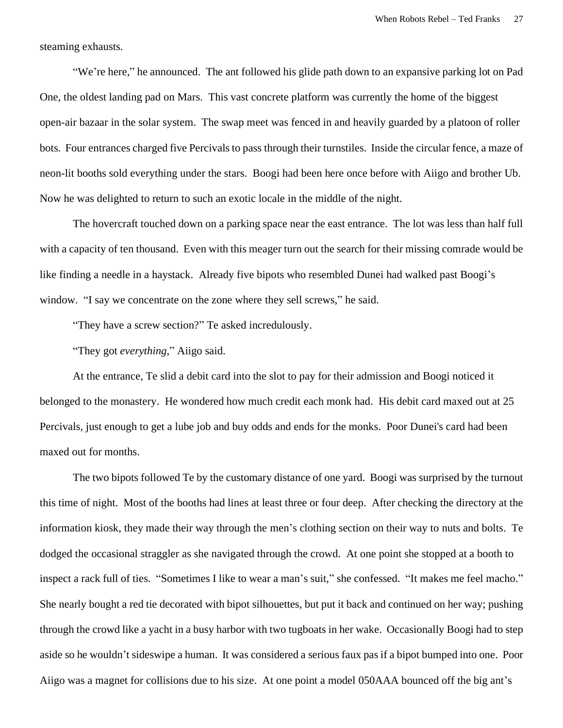steaming exhausts.

"We're here," he announced. The ant followed his glide path down to an expansive parking lot on Pad One, the oldest landing pad on Mars. This vast concrete platform was currently the home of the biggest open-air bazaar in the solar system. The swap meet was fenced in and heavily guarded by a platoon of roller bots. Four entrances charged five Percivals to pass through their turnstiles. Inside the circular fence, a maze of neon-lit booths sold everything under the stars. Boogi had been here once before with Aiigo and brother Ub. Now he was delighted to return to such an exotic locale in the middle of the night.

The hovercraft touched down on a parking space near the east entrance. The lot was less than half full with a capacity of ten thousand. Even with this meager turn out the search for their missing comrade would be like finding a needle in a haystack. Already five bipots who resembled Dunei had walked past Boogi's window. "I say we concentrate on the zone where they sell screws," he said.

"They have a screw section?" Te asked incredulously.

"They got *everything*," Aiigo said.

At the entrance, Te slid a debit card into the slot to pay for their admission and Boogi noticed it belonged to the monastery. He wondered how much credit each monk had. His debit card maxed out at 25 Percivals, just enough to get a lube job and buy odds and ends for the monks. Poor Dunei's card had been maxed out for months.

The two bipots followed Te by the customary distance of one yard. Boogi was surprised by the turnout this time of night. Most of the booths had lines at least three or four deep. After checking the directory at the information kiosk, they made their way through the men's clothing section on their way to nuts and bolts. Te dodged the occasional straggler as she navigated through the crowd. At one point she stopped at a booth to inspect a rack full of ties. "Sometimes I like to wear a man's suit," she confessed. "It makes me feel macho." She nearly bought a red tie decorated with bipot silhouettes, but put it back and continued on her way; pushing through the crowd like a yacht in a busy harbor with two tugboats in her wake. Occasionally Boogi had to step aside so he wouldn't sideswipe a human. It was considered a serious faux pas if a bipot bumped into one. Poor Aiigo was a magnet for collisions due to his size. At one point a model 050AAA bounced off the big ant's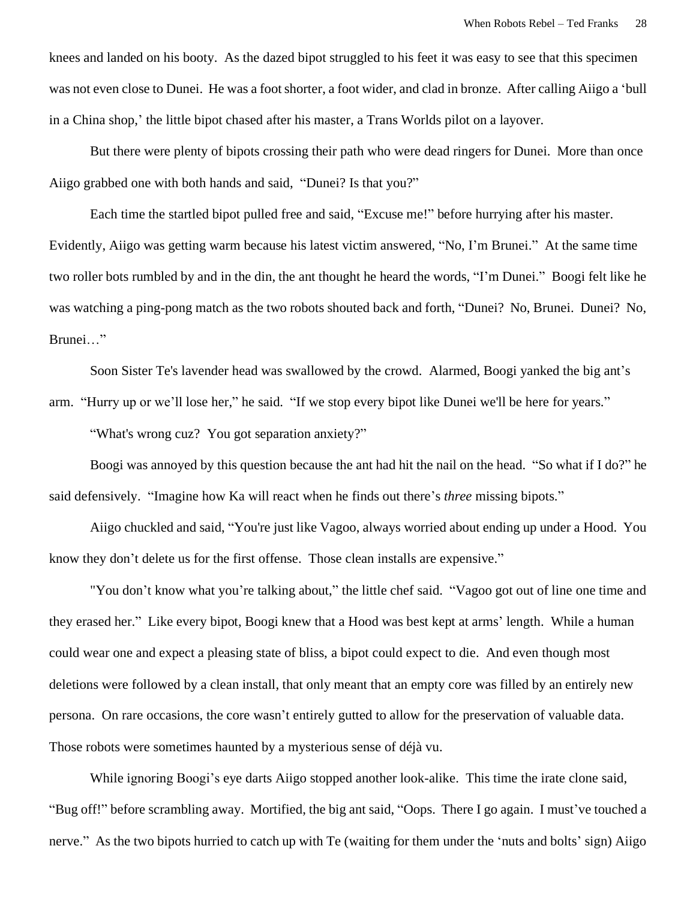knees and landed on his booty. As the dazed bipot struggled to his feet it was easy to see that this specimen was not even close to Dunei. He was a foot shorter, a foot wider, and clad in bronze. After calling Aiigo a 'bull in a China shop,' the little bipot chased after his master, a Trans Worlds pilot on a layover.

But there were plenty of bipots crossing their path who were dead ringers for Dunei. More than once Aiigo grabbed one with both hands and said, "Dunei? Is that you?"

Each time the startled bipot pulled free and said, "Excuse me!" before hurrying after his master. Evidently, Aiigo was getting warm because his latest victim answered, "No, I'm Brunei." At the same time two roller bots rumbled by and in the din, the ant thought he heard the words, "I'm Dunei." Boogi felt like he was watching a ping-pong match as the two robots shouted back and forth, "Dunei? No, Brunei. Dunei? No, Brunei…"

Soon Sister Te's lavender head was swallowed by the crowd. Alarmed, Boogi yanked the big ant's arm. "Hurry up or we'll lose her," he said. "If we stop every bipot like Dunei we'll be here for years."

"What's wrong cuz? You got separation anxiety?"

Boogi was annoyed by this question because the ant had hit the nail on the head. "So what if I do?" he said defensively. "Imagine how Ka will react when he finds out there's *three* missing bipots."

Aiigo chuckled and said, "You're just like Vagoo, always worried about ending up under a Hood. You know they don't delete us for the first offense. Those clean installs are expensive."

"You don't know what you're talking about," the little chef said. "Vagoo got out of line one time and they erased her." Like every bipot, Boogi knew that a Hood was best kept at arms' length. While a human could wear one and expect a pleasing state of bliss, a bipot could expect to die. And even though most deletions were followed by a clean install, that only meant that an empty core was filled by an entirely new persona. On rare occasions, the core wasn't entirely gutted to allow for the preservation of valuable data. Those robots were sometimes haunted by a mysterious sense of déjà vu.

While ignoring Boogi's eye darts Aiigo stopped another look-alike. This time the irate clone said, "Bug off!" before scrambling away. Mortified, the big ant said, "Oops. There I go again. I must've touched a nerve." As the two bipots hurried to catch up with Te (waiting for them under the 'nuts and bolts' sign) Aiigo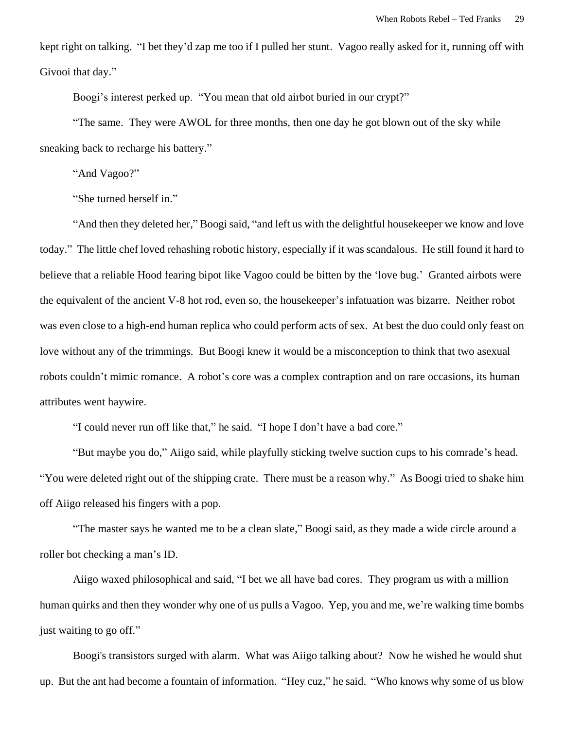kept right on talking. "I bet they'd zap me too if I pulled her stunt. Vagoo really asked for it, running off with Givooi that day."

Boogi's interest perked up. "You mean that old airbot buried in our crypt?"

"The same. They were AWOL for three months, then one day he got blown out of the sky while sneaking back to recharge his battery."

"And Vagoo?"

"She turned herself in."

"And then they deleted her," Boogi said, "and left us with the delightful housekeeper we know and love today." The little chef loved rehashing robotic history, especially if it was scandalous. He still found it hard to believe that a reliable Hood fearing bipot like Vagoo could be bitten by the 'love bug.' Granted airbots were the equivalent of the ancient V-8 hot rod, even so, the housekeeper's infatuation was bizarre. Neither robot was even close to a high-end human replica who could perform acts of sex. At best the duo could only feast on love without any of the trimmings. But Boogi knew it would be a misconception to think that two asexual robots couldn't mimic romance. A robot's core was a complex contraption and on rare occasions, its human attributes went haywire.

"I could never run off like that," he said. "I hope I don't have a bad core."

"But maybe you do," Aiigo said, while playfully sticking twelve suction cups to his comrade's head. "You were deleted right out of the shipping crate. There must be a reason why." As Boogi tried to shake him off Aiigo released his fingers with a pop.

"The master says he wanted me to be a clean slate," Boogi said, as they made a wide circle around a roller bot checking a man's ID.

Aiigo waxed philosophical and said, "I bet we all have bad cores. They program us with a million human quirks and then they wonder why one of us pulls a Vagoo. Yep, you and me, we're walking time bombs just waiting to go off."

Boogi's transistors surged with alarm. What was Aiigo talking about? Now he wished he would shut up. But the ant had become a fountain of information. "Hey cuz," he said. "Who knows why some of us blow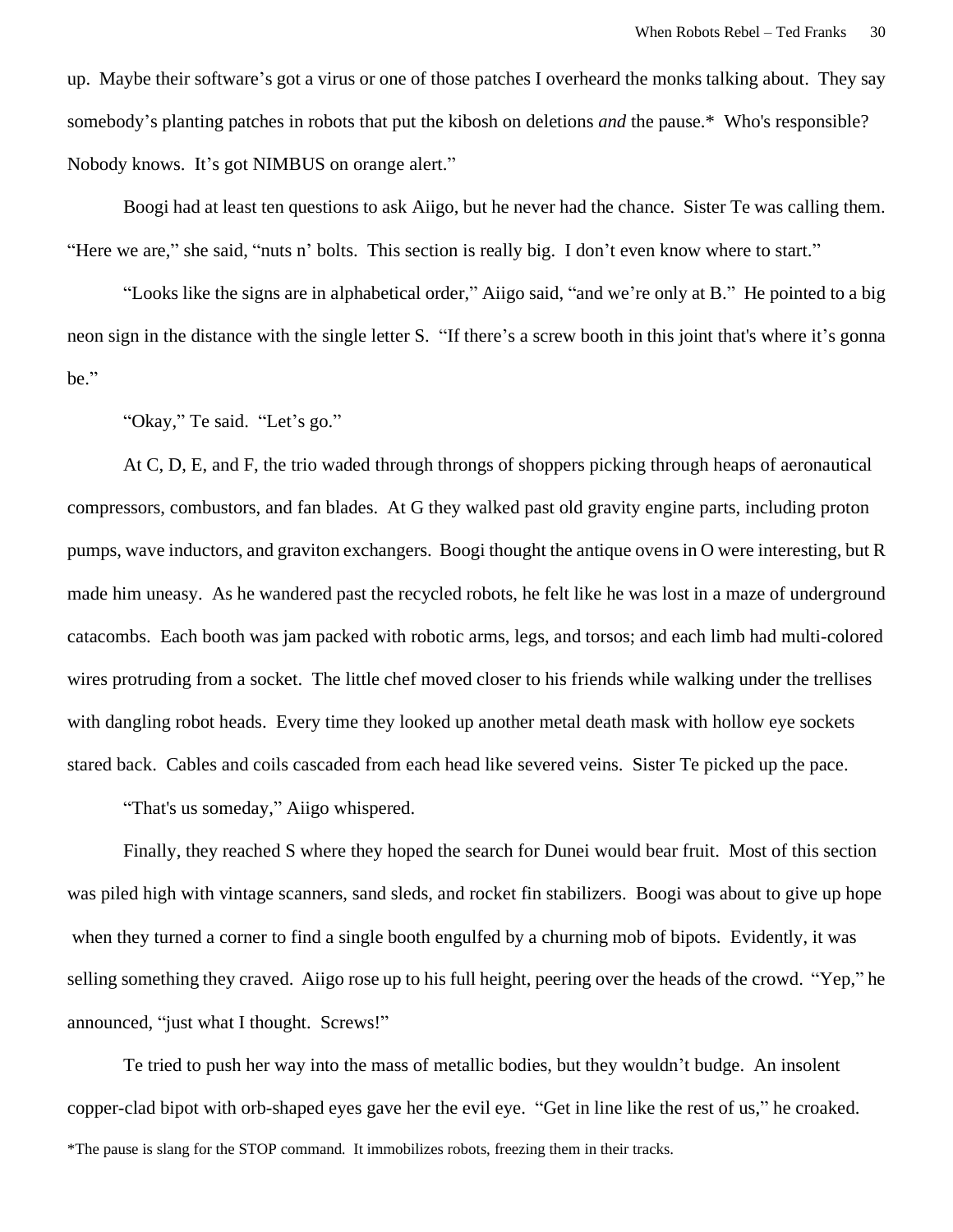up. Maybe their software's got a virus or one of those patches I overheard the monks talking about. They say somebody's planting patches in robots that put the kibosh on deletions *and* the pause.* Who's responsible? Nobody knows. It's got NIMBUS on orange alert."

Boogi had at least ten questions to ask Aiigo, but he never had the chance. Sister Te was calling them. "Here we are," she said, "nuts n' bolts. This section is really big. I don't even know where to start."

"Looks like the signs are in alphabetical order," Aiigo said, "and we're only at B." He pointed to a big neon sign in the distance with the single letter S. "If there's a screw booth in this joint that's where it's gonna be."

"Okay," Te said. "Let's go."

At C, D, E, and F, the trio waded through throngs of shoppers picking through heaps of aeronautical compressors, combustors, and fan blades. At G they walked past old gravity engine parts, including proton pumps, wave inductors, and graviton exchangers. Boogi thought the antique ovens in O were interesting, but R made him uneasy. As he wandered past the recycled robots, he felt like he was lost in a maze of underground catacombs. Each booth was jam packed with robotic arms, legs, and torsos; and each limb had multi-colored wires protruding from a socket. The little chef moved closer to his friends while walking under the trellises with dangling robot heads. Every time they looked up another metal death mask with hollow eye sockets stared back. Cables and coils cascaded from each head like severed veins. Sister Te picked up the pace.

"That's us someday," Aiigo whispered.

Finally, they reached S where they hoped the search for Dunei would bear fruit. Most of this section was piled high with vintage scanners, sand sleds, and rocket fin stabilizers. Boogi was about to give up hope when they turned a corner to find a single booth engulfed by a churning mob of bipots. Evidently, it was selling something they craved. Aiigo rose up to his full height, peering over the heads of the crowd. "Yep," he announced, "just what I thought. Screws!"

Te tried to push her way into the mass of metallic bodies, but they wouldn't budge. An insolent copper-clad bipot with orb-shaped eyes gave her the evil eye. "Get in line like the rest of us," he croaked.

*The pause is slang for the STOP command. It immobilizes robots, freezing them in their tracks.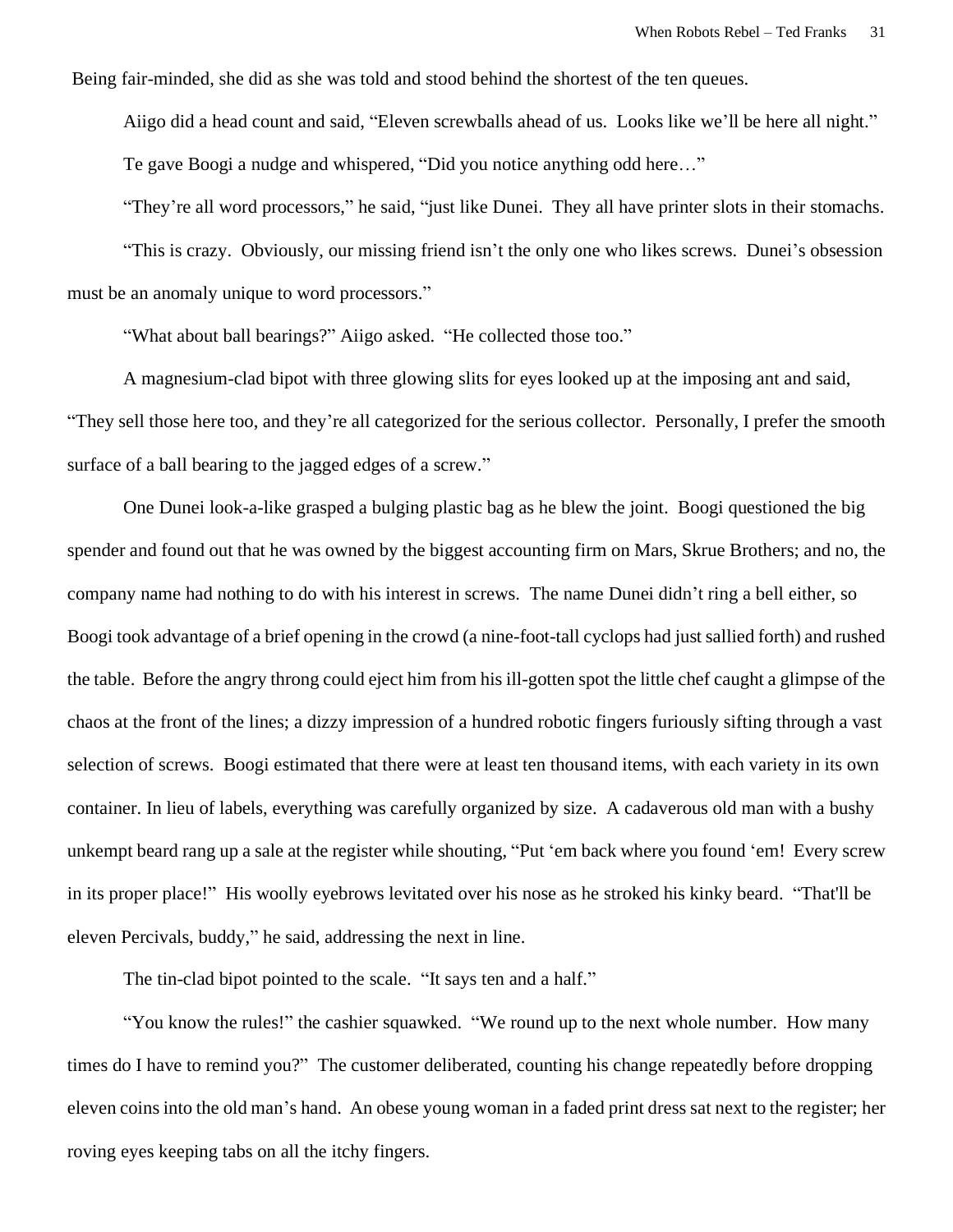Being fair-minded, she did as she was told and stood behind the shortest of the ten queues.

Aiigo did a head count and said, "Eleven screwballs ahead of us. Looks like we'll be here all night."

Te gave Boogi a nudge and whispered, "Did you notice anything odd here…"

"They're all word processors," he said, "just like Dunei. They all have printer slots in their stomachs.

"This is crazy. Obviously, our missing friend isn't the only one who likes screws. Dunei's obsession must be an anomaly unique to word processors."

"What about ball bearings?" Aiigo asked. "He collected those too."

A magnesium-clad bipot with three glowing slits for eyes looked up at the imposing ant and said, "They sell those here too, and they're all categorized for the serious collector. Personally, I prefer the smooth surface of a ball bearing to the jagged edges of a screw."

One Dunei look-a-like grasped a bulging plastic bag as he blew the joint. Boogi questioned the big spender and found out that he was owned by the biggest accounting firm on Mars, Skrue Brothers; and no, the company name had nothing to do with his interest in screws. The name Dunei didn't ring a bell either, so Boogi took advantage of a brief opening in the crowd (a nine-foot-tall cyclops had just sallied forth) and rushed the table. Before the angry throng could eject him from his ill-gotten spot the little chef caught a glimpse of the chaos at the front of the lines; a dizzy impression of a hundred robotic fingers furiously sifting through a vast selection of screws. Boogi estimated that there were at least ten thousand items, with each variety in its own container. In lieu of labels, everything was carefully organized by size. A cadaverous old man with a bushy unkempt beard rang up a sale at the register while shouting, "Put 'em back where you found 'em! Every screw in its proper place!" His woolly eyebrows levitated over his nose as he stroked his kinky beard. "That'll be eleven Percivals, buddy," he said, addressing the next in line.

The tin-clad bipot pointed to the scale. "It says ten and a half."

"You know the rules!" the cashier squawked. "We round up to the next whole number. How many times do I have to remind you?" The customer deliberated, counting his change repeatedly before dropping eleven coins into the old man's hand. An obese young woman in a faded print dress sat next to the register; her roving eyes keeping tabs on all the itchy fingers.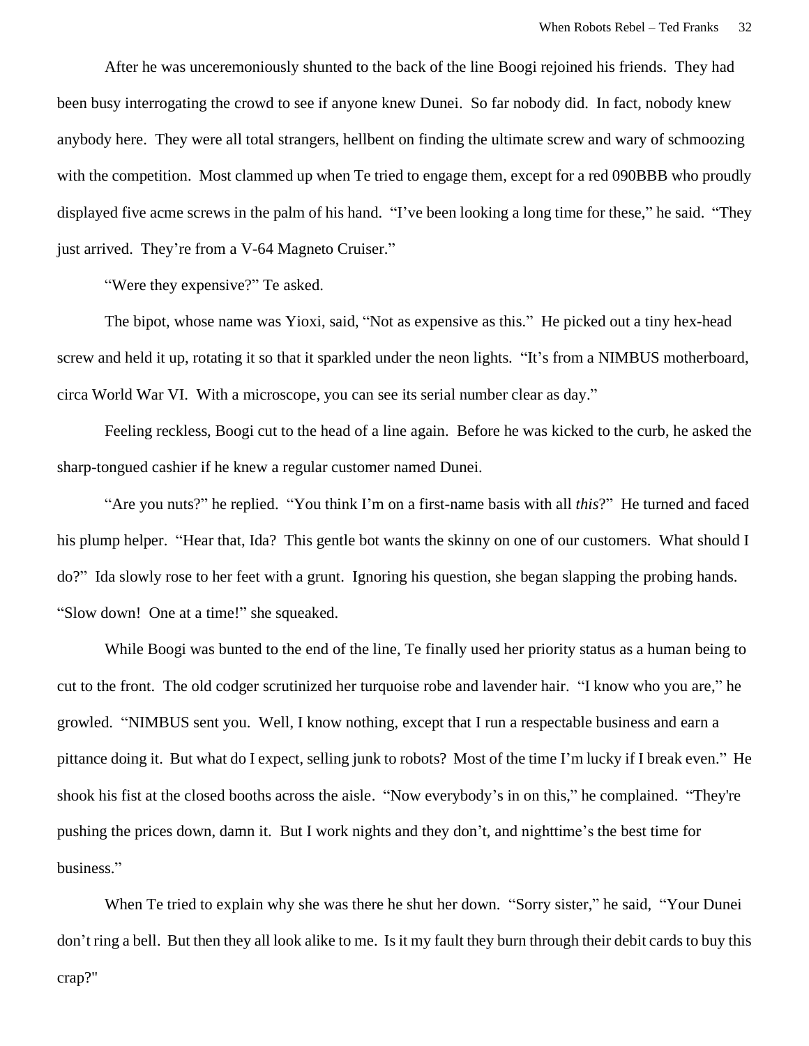After he was unceremoniously shunted to the back of the line Boogi rejoined his friends. They had been busy interrogating the crowd to see if anyone knew Dunei. So far nobody did. In fact, nobody knew anybody here. They were all total strangers, hellbent on finding the ultimate screw and wary of schmoozing with the competition. Most clammed up when Te tried to engage them, except for a red 090BBB who proudly displayed five acme screws in the palm of his hand. "I've been looking a long time for these," he said. "They just arrived. They're from a V-64 Magneto Cruiser."

"Were they expensive?" Te asked.

The bipot, whose name was Yioxi, said, "Not as expensive as this." He picked out a tiny hex-head screw and held it up, rotating it so that it sparkled under the neon lights. "It's from a NIMBUS motherboard, circa World War VI. With a microscope, you can see its serial number clear as day."

Feeling reckless, Boogi cut to the head of a line again. Before he was kicked to the curb, he asked the sharp-tongued cashier if he knew a regular customer named Dunei.

"Are you nuts?" he replied. "You think I'm on a first-name basis with all *this*?" He turned and faced his plump helper. "Hear that, Ida? This gentle bot wants the skinny on one of our customers. What should I do?" Ida slowly rose to her feet with a grunt. Ignoring his question, she began slapping the probing hands. "Slow down! One at a time!" she squeaked.

While Boogi was bunted to the end of the line, Te finally used her priority status as a human being to cut to the front. The old codger scrutinized her turquoise robe and lavender hair. "I know who you are," he growled. "NIMBUS sent you. Well, I know nothing, except that I run a respectable business and earn a pittance doing it. But what do I expect, selling junk to robots? Most of the time I'm lucky if I break even." He shook his fist at the closed booths across the aisle. "Now everybody's in on this," he complained. "They're pushing the prices down, damn it. But I work nights and they don't, and nighttime's the best time for business."

When Te tried to explain why she was there he shut her down. "Sorry sister," he said, "Your Dunei don't ring a bell. But then they all look alike to me. Is it my fault they burn through their debit cards to buy this crap?"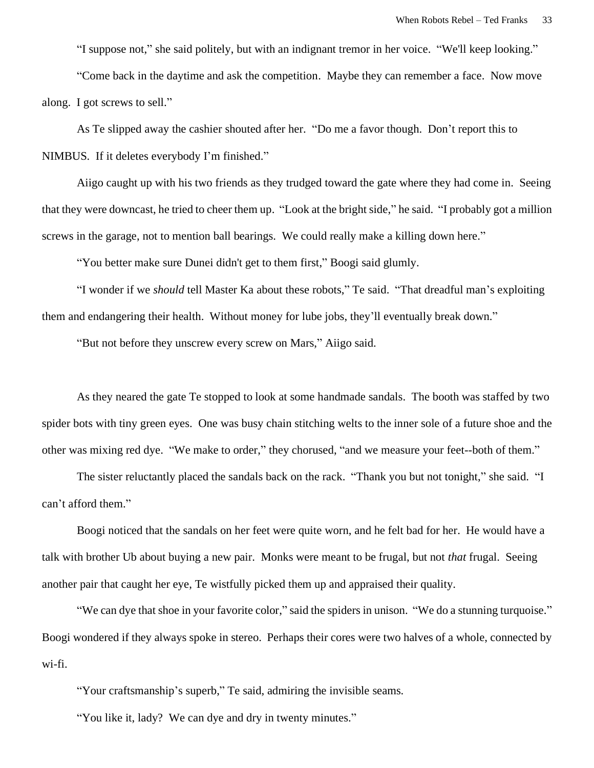"I suppose not," she said politely, but with an indignant tremor in her voice. "We'll keep looking."

"Come back in the daytime and ask the competition. Maybe they can remember a face. Now move along. I got screws to sell."

As Te slipped away the cashier shouted after her. "Do me a favor though. Don't report this to NIMBUS. If it deletes everybody I'm finished."

Aiigo caught up with his two friends as they trudged toward the gate where they had come in. Seeing that they were downcast, he tried to cheer them up. "Look at the bright side," he said. "I probably got a million screws in the garage, not to mention ball bearings. We could really make a killing down here."

"You better make sure Dunei didn't get to them first," Boogi said glumly.

"I wonder if we *should* tell Master Ka about these robots," Te said. "That dreadful man's exploiting them and endangering their health. Without money for lube jobs, they'll eventually break down."

"But not before they unscrew every screw on Mars," Aiigo said.

As they neared the gate Te stopped to look at some handmade sandals. The booth was staffed by two spider bots with tiny green eyes. One was busy chain stitching welts to the inner sole of a future shoe and the other was mixing red dye. "We make to order," they chorused, "and we measure your feet--both of them."

The sister reluctantly placed the sandals back on the rack. "Thank you but not tonight," she said. "I can't afford them."

Boogi noticed that the sandals on her feet were quite worn, and he felt bad for her. He would have a talk with brother Ub about buying a new pair. Monks were meant to be frugal, but not *that* frugal. Seeing another pair that caught her eye, Te wistfully picked them up and appraised their quality.

"We can dye that shoe in your favorite color," said the spiders in unison. "We do a stunning turquoise." Boogi wondered if they always spoke in stereo. Perhaps their cores were two halves of a whole, connected by wi-fi.

"Your craftsmanship's superb," Te said, admiring the invisible seams.

"You like it, lady? We can dye and dry in twenty minutes."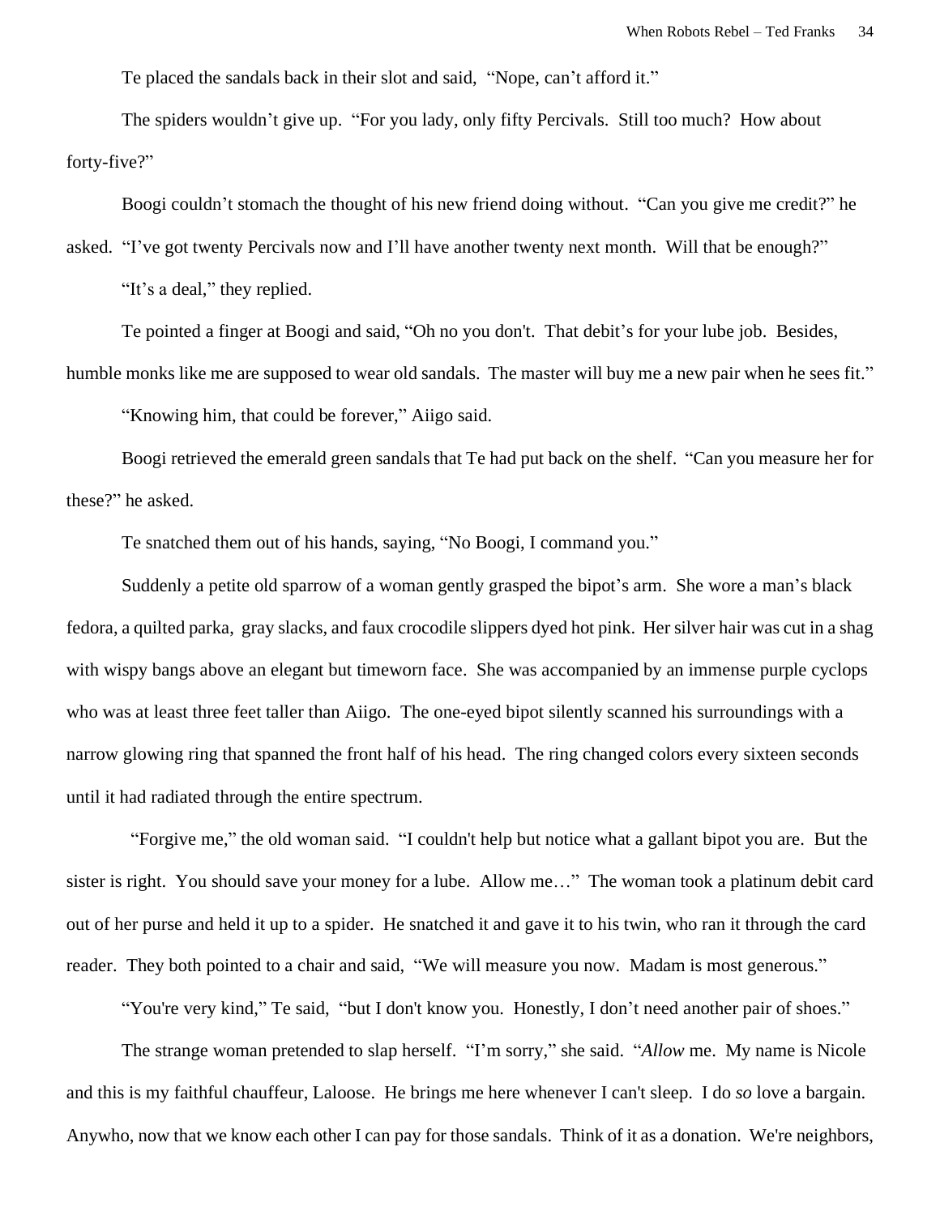Te placed the sandals back in their slot and said, "Nope, can't afford it."

The spiders wouldn't give up. "For you lady, only fifty Percivals. Still too much? How about forty-five?"

Boogi couldn't stomach the thought of his new friend doing without. "Can you give me credit?" he asked. "I've got twenty Percivals now and I'll have another twenty next month. Will that be enough?"

"It's a deal," they replied.

Te pointed a finger at Boogi and said, "Oh no you don't. That debit's for your lube job. Besides, humble monks like me are supposed to wear old sandals. The master will buy me a new pair when he sees fit."

"Knowing him, that could be forever," Aiigo said.

Boogi retrieved the emerald green sandals that Te had put back on the shelf. "Can you measure her for these?" he asked.

Te snatched them out of his hands, saying, "No Boogi, I command you."

Suddenly a petite old sparrow of a woman gently grasped the bipot's arm. She wore a man's black fedora, a quilted parka, gray slacks, and faux crocodile slippers dyed hot pink. Her silver hair was cut in a shag with wispy bangs above an elegant but timeworn face. She was accompanied by an immense purple cyclops who was at least three feet taller than Aiigo. The one-eyed bipot silently scanned his surroundings with a narrow glowing ring that spanned the front half of his head. The ring changed colors every sixteen seconds until it had radiated through the entire spectrum.

"Forgive me," the old woman said. "I couldn't help but notice what a gallant bipot you are. But the sister is right. You should save your money for a lube. Allow me…" The woman took a platinum debit card out of her purse and held it up to a spider. He snatched it and gave it to his twin, who ran it through the card reader. They both pointed to a chair and said, "We will measure you now. Madam is most generous."

"You're very kind," Te said, "but I don't know you. Honestly, I don't need another pair of shoes."

The strange woman pretended to slap herself. "I'm sorry," she said. "*Allow* me. My name is Nicole and this is my faithful chauffeur, Laloose. He brings me here whenever I can't sleep. I do *so* love a bargain. Anywho, now that we know each other I can pay for those sandals. Think of it as a donation. We're neighbors,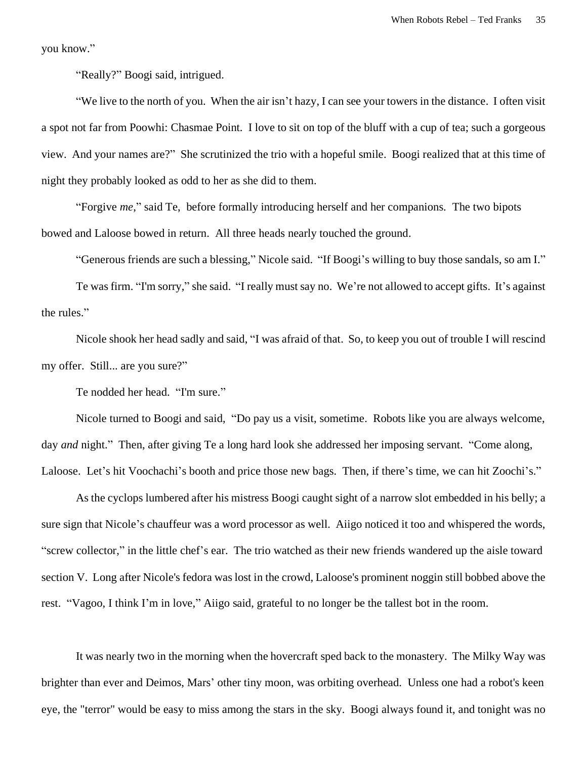you know."

"Really?" Boogi said, intrigued.

"We live to the north of you. When the air isn't hazy, I can see your towers in the distance. I often visit a spot not far from Poowhi: Chasmae Point. I love to sit on top of the bluff with a cup of tea; such a gorgeous view. And your names are?" She scrutinized the trio with a hopeful smile. Boogi realized that at this time of night they probably looked as odd to her as she did to them.

"Forgive *me*," said Te, before formally introducing herself and her companions. The two bipots bowed and Laloose bowed in return. All three heads nearly touched the ground.

"Generous friends are such a blessing," Nicole said. "If Boogi's willing to buy those sandals, so am I."

Te was firm. "I'm sorry," she said. "I really must say no. We're not allowed to accept gifts. It's against the rules."

Nicole shook her head sadly and said, "I was afraid of that. So, to keep you out of trouble I will rescind my offer. Still... are you sure?"

Te nodded her head. "I'm sure."

Nicole turned to Boogi and said, "Do pay us a visit, sometime. Robots like you are always welcome, day *and* night." Then, after giving Te a long hard look she addressed her imposing servant. "Come along, Laloose. Let's hit Voochachi's booth and price those new bags. Then, if there's time, we can hit Zoochi's."

As the cyclops lumbered after his mistress Boogi caught sight of a narrow slot embedded in his belly; a sure sign that Nicole's chauffeur was a word processor as well. Aiigo noticed it too and whispered the words, "screw collector," in the little chef's ear. The trio watched as their new friends wandered up the aisle toward section V. Long after Nicole's fedora was lost in the crowd, Laloose's prominent noggin still bobbed above the rest. "Vagoo, I think I'm in love," Aiigo said, grateful to no longer be the tallest bot in the room.

It was nearly two in the morning when the hovercraft sped back to the monastery. The Milky Way was brighter than ever and Deimos, Mars' other tiny moon, was orbiting overhead. Unless one had a robot's keen eye, the "terror" would be easy to miss among the stars in the sky. Boogi always found it, and tonight was no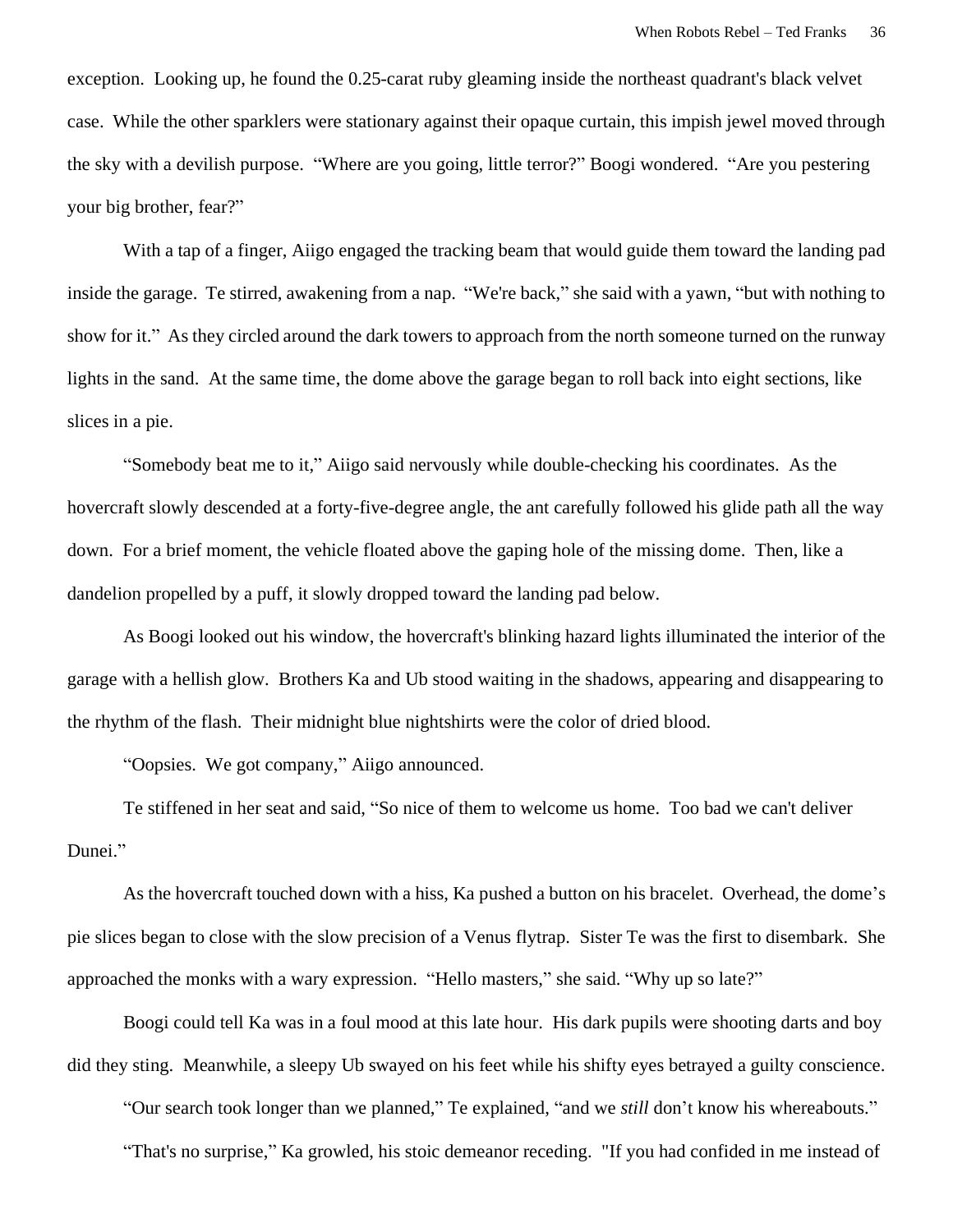exception. Looking up, he found the 0.25-carat ruby gleaming inside the northeast quadrant's black velvet case. While the other sparklers were stationary against their opaque curtain, this impish jewel moved through the sky with a devilish purpose. “Where are you going, little terror?” Boogi wondered. “Are you pestering your big brother, fear?”

With a tap of a finger, Aiigo engaged the tracking beam that would guide them toward the landing pad inside the garage. Te stirred, awakening from a nap. “We're back,” she said with a yawn, “but with nothing to show for it.” As they circled around the dark towers to approach from the north someone turned on the runway lights in the sand. At the same time, the dome above the garage began to roll back into eight sections, like slices in a pie.

“Somebody beat me to it,” Aiigo said nervously while double-checking his coordinates. As the hovercraft slowly descended at a forty-five-degree angle, the ant carefully followed his glide path all the way down. For a brief moment, the vehicle floated above the gaping hole of the missing dome. Then, like a dandelion propelled by a puff, it slowly dropped toward the landing pad below.

As Boogi looked out his window, the hovercraft's blinking hazard lights illuminated the interior of the garage with a hellish glow. Brothers Ka and Ub stood waiting in the shadows, appearing and disappearing to the rhythm of the flash. Their midnight blue nightshirts were the color of dried blood.

“Oopsies. We got company,” Aiigo announced.

Te stiffened in her seat and said, “So nice of them to welcome us home. Too bad we can't deliver Dunei.”

As the hovercraft touched down with a hiss, Ka pushed a button on his bracelet. Overhead, the dome’s pie slices began to close with the slow precision of a Venus flytrap. Sister Te was the first to disembark. She approached the monks with a wary expression. “Hello masters,” she said. “Why up so late?”

Boogi could tell Ka was in a foul mood at this late hour. His dark pupils were shooting darts and boy did they sting. Meanwhile, a sleepy Ub swayed on his feet while his shifty eyes betrayed a guilty conscience.

“Our search took longer than we planned,” Te explained, “and we *still* don’t know his whereabouts.”

“That's no surprise,” Ka growled, his stoic demeanor receding. "If you had confided in me instead of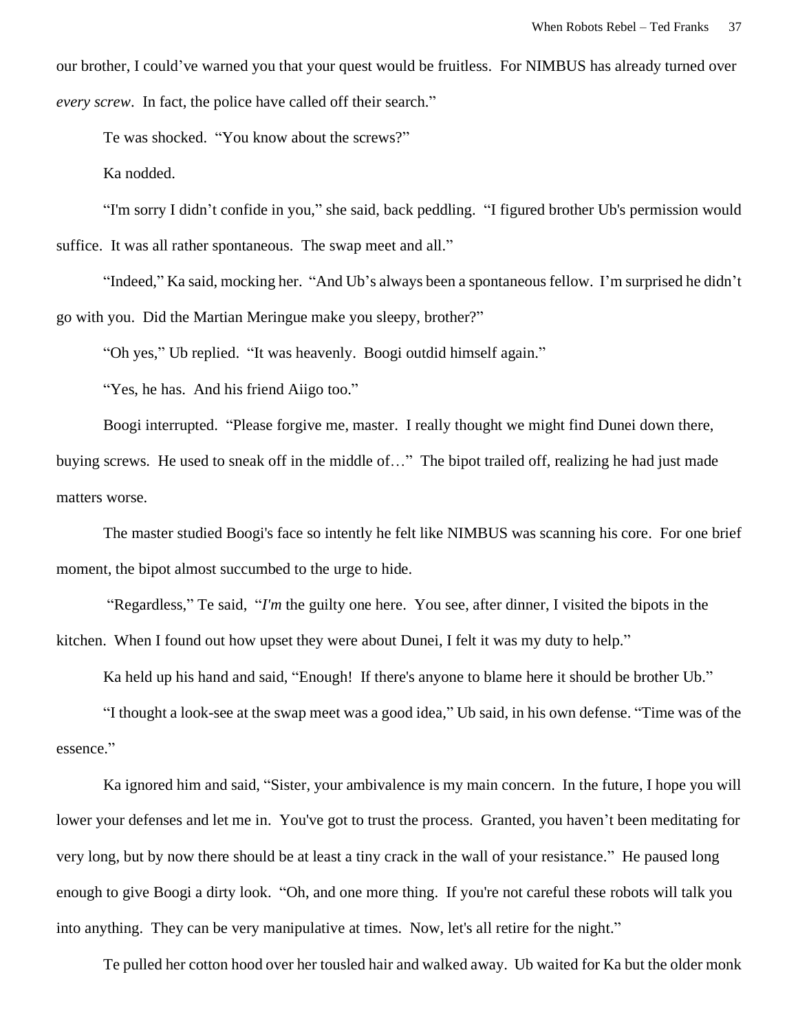our brother, I could've warned you that your quest would be fruitless. For NIMBUS has already turned over *every screw*. In fact, the police have called off their search."

Te was shocked. "You know about the screws?"

Ka nodded.

"I'm sorry I didn't confide in you," she said, back peddling. "I figured brother Ub's permission would suffice. It was all rather spontaneous. The swap meet and all."

"Indeed," Ka said, mocking her. "And Ub's always been a spontaneous fellow. I'm surprised he didn't go with you. Did the Martian Meringue make you sleepy, brother?"

"Oh yes," Ub replied. "It was heavenly. Boogi outdid himself again."

"Yes, he has. And his friend Aiigo too."

Boogi interrupted. "Please forgive me, master. I really thought we might find Dunei down there, buying screws. He used to sneak off in the middle of…" The bipot trailed off, realizing he had just made matters worse.

The master studied Boogi's face so intently he felt like NIMBUS was scanning his core. For one brief moment, the bipot almost succumbed to the urge to hide.

"Regardless," Te said, "*I'm* the guilty one here. You see, after dinner, I visited the bipots in the kitchen. When I found out how upset they were about Dunei, I felt it was my duty to help."

Ka held up his hand and said, "Enough! If there's anyone to blame here it should be brother Ub."

"I thought a look-see at the swap meet was a good idea," Ub said, in his own defense. "Time was of the essence."

Ka ignored him and said, "Sister, your ambivalence is my main concern. In the future, I hope you will lower your defenses and let me in. You've got to trust the process. Granted, you haven't been meditating for very long, but by now there should be at least a tiny crack in the wall of your resistance." He paused long enough to give Boogi a dirty look. "Oh, and one more thing. If you're not careful these robots will talk you into anything. They can be very manipulative at times. Now, let's all retire for the night."

Te pulled her cotton hood over her tousled hair and walked away. Ub waited for Ka but the older monk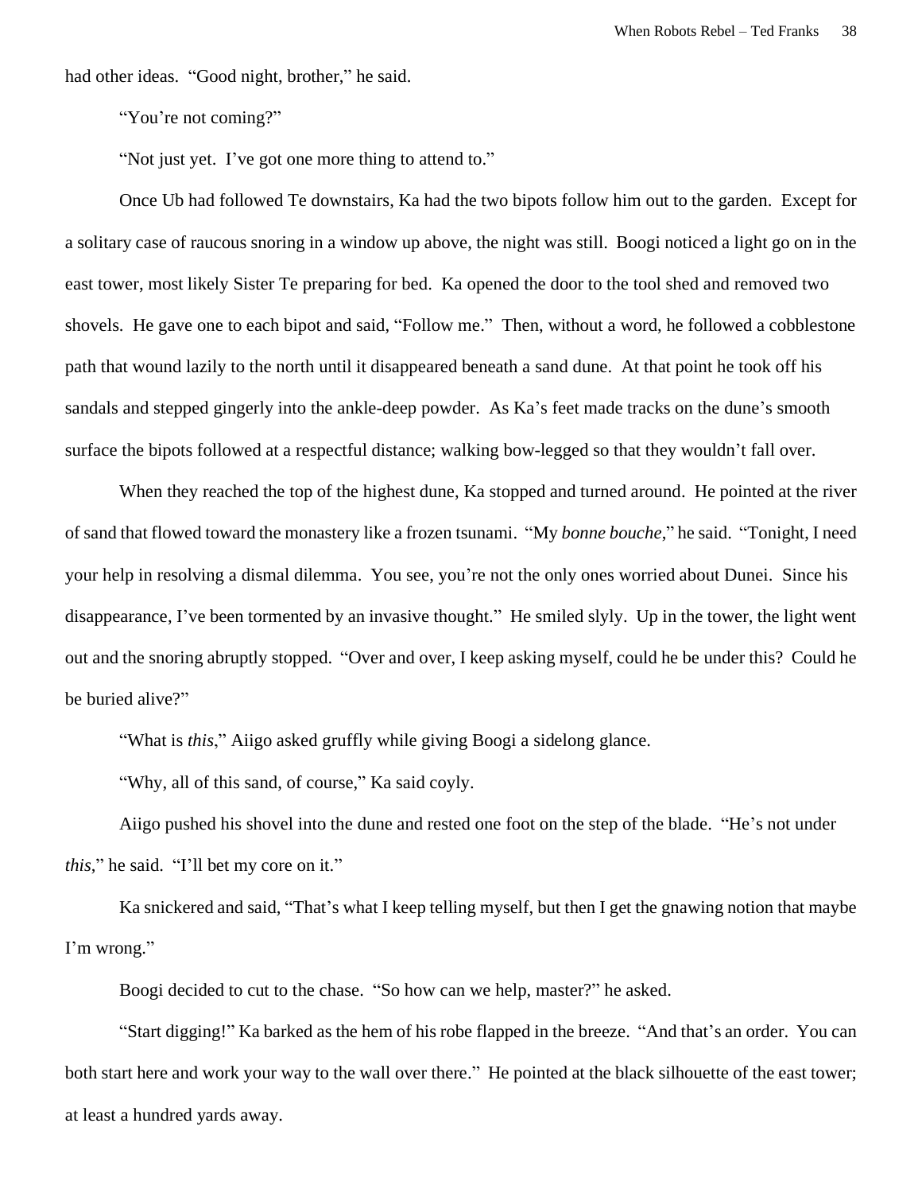had other ideas. "Good night, brother," he said.

"You're not coming?"

"Not just yet. I've got one more thing to attend to."

Once Ub had followed Te downstairs, Ka had the two bipots follow him out to the garden. Except for a solitary case of raucous snoring in a window up above, the night was still. Boogi noticed a light go on in the east tower, most likely Sister Te preparing for bed. Ka opened the door to the tool shed and removed two shovels. He gave one to each bipot and said, "Follow me." Then, without a word, he followed a cobblestone path that wound lazily to the north until it disappeared beneath a sand dune. At that point he took off his sandals and stepped gingerly into the ankle-deep powder. As Ka's feet made tracks on the dune's smooth surface the bipots followed at a respectful distance; walking bow-legged so that they wouldn't fall over.

When they reached the top of the highest dune, Ka stopped and turned around. He pointed at the river of sand that flowed toward the monastery like a frozen tsunami. "My *bonne bouche*," he said. "Tonight, I need your help in resolving a dismal dilemma. You see, you're not the only ones worried about Dunei. Since his disappearance, I've been tormented by an invasive thought." He smiled slyly. Up in the tower, the light went out and the snoring abruptly stopped. "Over and over, I keep asking myself, could he be under this? Could he be buried alive?"

"What is *this*," Aiigo asked gruffly while giving Boogi a sidelong glance.

"Why, all of this sand, of course," Ka said coyly.

Aiigo pushed his shovel into the dune and rested one foot on the step of the blade. "He's not under *this*," he said. "I'll bet my core on it."

Ka snickered and said, "That's what I keep telling myself, but then I get the gnawing notion that maybe I'm wrong."

Boogi decided to cut to the chase. "So how can we help, master?" he asked.

"Start digging!" Ka barked as the hem of his robe flapped in the breeze. "And that's an order. You can both start here and work your way to the wall over there." He pointed at the black silhouette of the east tower; at least a hundred yards away.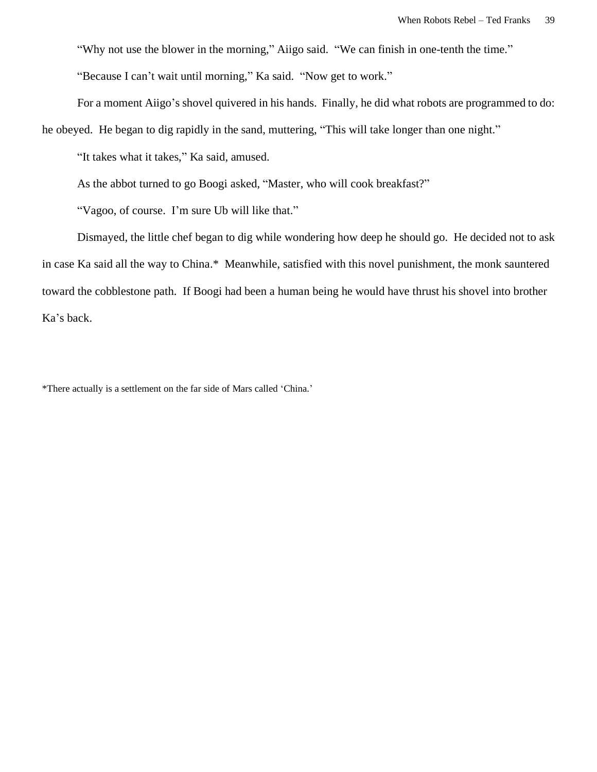"Why not use the blower in the morning," Aiigo said. "We can finish in one-tenth the time."

"Because I can't wait until morning," Ka said. "Now get to work."

For a moment Aiigo's shovel quivered in his hands. Finally, he did what robots are programmed to do: he obeyed. He began to dig rapidly in the sand, muttering, "This will take longer than one night."

"It takes what it takes," Ka said, amused.

As the abbot turned to go Boogi asked, "Master, who will cook breakfast?"

"Vagoo, of course. I'm sure Ub will like that."

Dismayed, the little chef began to dig while wondering how deep he should go. He decided not to ask in case Ka said all the way to China.* Meanwhile, satisfied with this novel punishment, the monk sauntered toward the cobblestone path. If Boogi had been a human being he would have thrust his shovel into brother Ka's back.

*There actually is a settlement on the far side of Mars called 'China.'